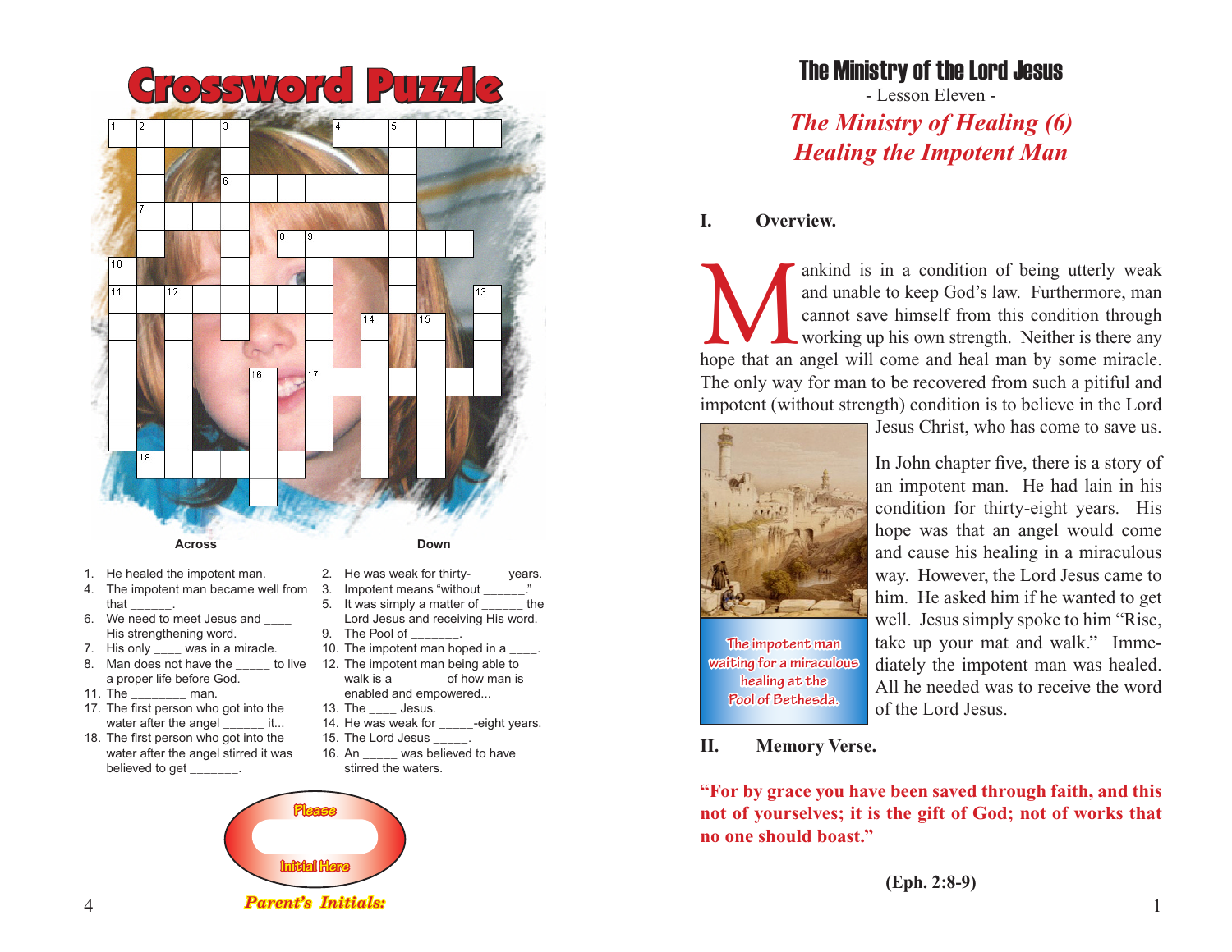# Crossword Puzzle

**Across**

1. He healed the impotent man.
4. The impotent man became well from that ______.
6. We need to meet Jesus and ____ His strengthening word.
7. His only ____ was in a miracle.
8. Man does not have the _____ to live a proper life before God.
11. The ________ man.
17. The first person who got into the water after the angel ______ it...
18. The first person who got into the water after the angel stirred it was believed to get _______.

**Down**

2. He was weak for thirty-_____ years.
3. Impotent means "without ______."
5. It was simply a matter of ______ the Lord Jesus and receiving His word.
9. The Pool of _______.
10. The impotent man hoped in a ____.
12. The impotent man being able to walk is a _______ of how man is enabled and empowered...
13. The ____ Jesus.
14. He was weak for _____-eight years.
15. The Lord Jesus _____.
16. An _____ was believed to have stirred the waters.

Please Initial Here

*Parent's Initials:*

# The Ministry of the Lord Jesus

- Lesson Eleven -

## *The Ministry of Healing (6)*
## *Healing the Impotent Man*

**I. Overview.**

Mankind is in a condition of being utterly weak and unable to keep God's law. Furthermore, man cannot save himself from this condition through working up his own strength. Neither is there any hope that an angel will come and heal man by some miracle. The only way for man to be recovered from such a pitiful and impotent (without strength) condition is to believe in the Lord Jesus Christ, who has come to save us.

The impotent man waiting for a miraculous healing at the Pool of Bethesda.

In John chapter five, there is a story of an impotent man. He had lain in his condition for thirty-eight years. His hope was that an angel would come and cause his healing in a miraculous way. However, the Lord Jesus came to him. He asked him if he wanted to get well. Jesus simply spoke to him "Rise, take up your mat and walk." Immediately the impotent man was healed. All he needed was to receive the word of the Lord Jesus.

**II. Memory Verse.**

**"For by grace you have been saved through faith, and this not of yourselves; it is the gift of God; not of works that no one should boast."**

**(Eph. 2:8-9)**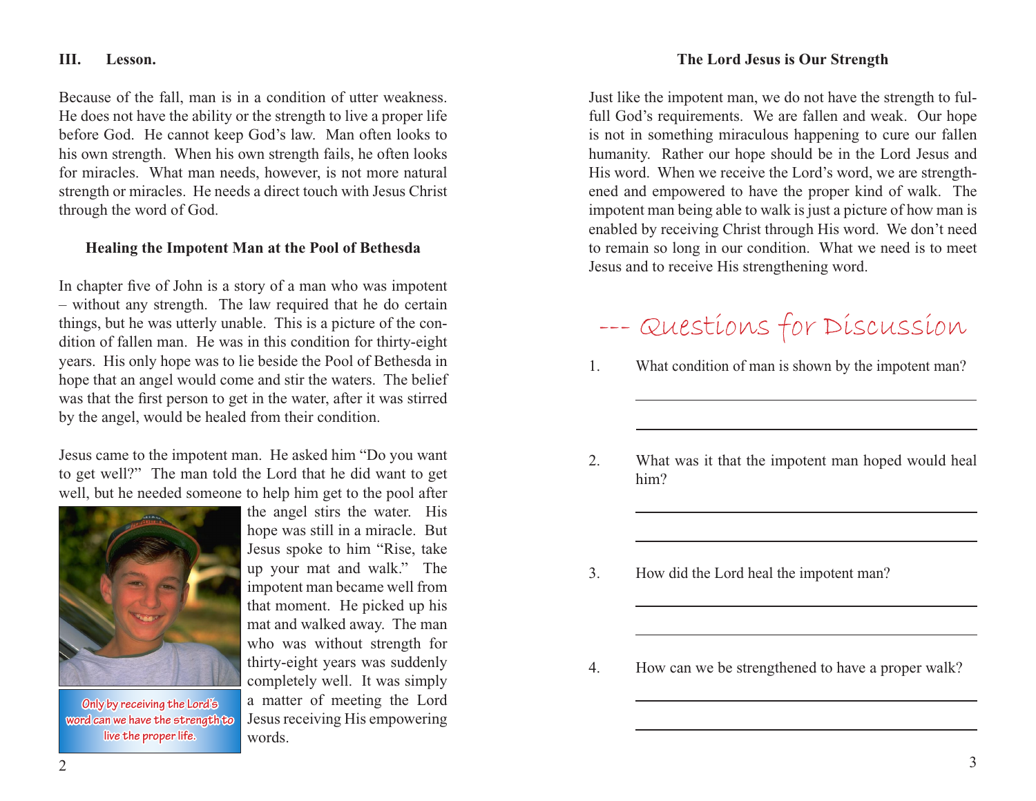## III. Lesson.

Because of the fall, man is in a condition of utter weakness. He does not have the ability or the strength to live a proper life before God. He cannot keep God's law. Man often looks to his own strength. When his own strength fails, he often looks for miracles. What man needs, however, is not more natural strength or miracles. He needs a direct touch with Jesus Christ through the word of God.

### Healing the Impotent Man at the Pool of Bethesda

In chapter five of John is a story of a man who was impotent – without any strength. The law required that he do certain things, but he was utterly unable. This is a picture of the condition of fallen man. He was in this condition for thirty-eight years. His only hope was to lie beside the Pool of Bethesda in hope that an angel would come and stir the waters. The belief was that the first person to get in the water, after it was stirred by the angel, would be healed from their condition.

Jesus came to the impotent man. He asked him "Do you want to get well?" The man told the Lord that he did want to get well, but he needed someone to help him get to the pool after the angel stirs the water. His hope was still in a miracle. But Jesus spoke to him "Rise, take up your mat and walk." The impotent man became well from that moment. He picked up his mat and walked away. The man who was without strength for thirty-eight years was suddenly completely well. It was simply a matter of meeting the Lord Jesus receiving His empowering words.

Only by receiving the Lord's word can we have the strength to live the proper life.

### The Lord Jesus is Our Strength

Just like the impotent man, we do not have the strength to fulfull God's requirements. We are fallen and weak. Our hope is not in something miraculous happening to cure our fallen humanity. Rather our hope should be in the Lord Jesus and His word. When we receive the Lord's word, we are strengthened and empowered to have the proper kind of walk. The impotent man being able to walk is just a picture of how man is enabled by receiving Christ through His word. We don't need to remain so long in our condition. What we need is to meet Jesus and to receive His strengthening word.

## --- Questions for Discussion

1. What condition of man is shown by the impotent man?

 ______________________________________________

 ______________________________________________

2. What was it that the impotent man hoped would heal him?

 ______________________________________________

 ______________________________________________

3. How did the Lord heal the impotent man?

 ______________________________________________

 ______________________________________________

4. How can we be strengthened to have a proper walk?

 ______________________________________________

 ______________________________________________